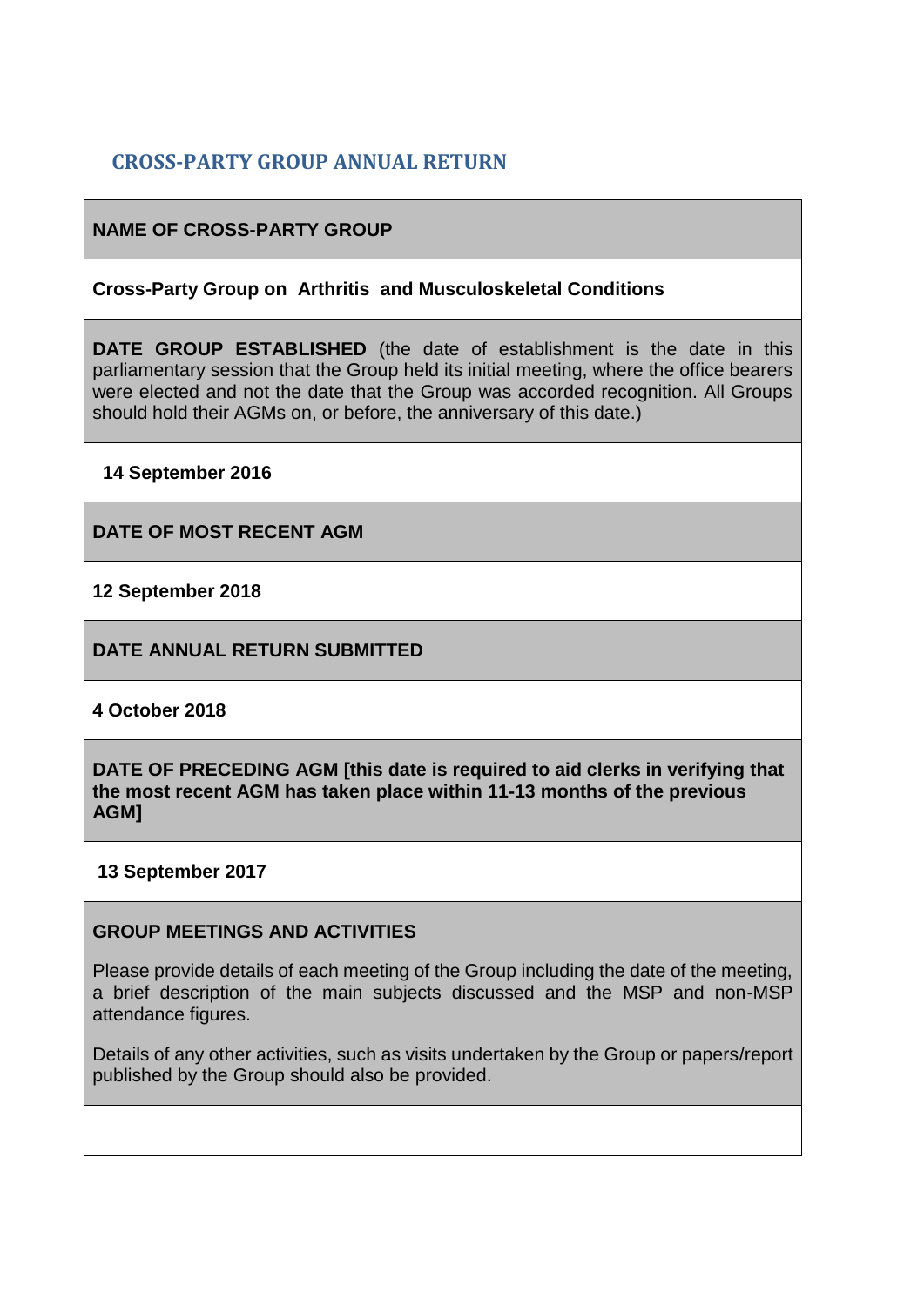## CROSS-PARTY GROUP ANNUAL RETURN

| **NAME OF CROSS-PARTY GROUP** |
|---|
| **Cross-Party Group on Arthritis and Musculoskeletal Conditions** |
| **DATE GROUP ESTABLISHED** (the date of establishment is the date in this parliamentary session that the Group held its initial meeting, where the office bearers were elected and not the date that the Group was accorded recognition. All Groups should hold their AGMs on, or before, the anniversary of this date.) |
| **14 September 2016** |
| **DATE OF MOST RECENT AGM** |
| **12 September 2018** |
| **DATE ANNUAL RETURN SUBMITTED** |
| **4 October 2018** |
| **DATE OF PRECEDING AGM [this date is required to aid clerks in verifying that the most recent AGM has taken place within 11-13 months of the previous AGM]** |
| **13 September 2017** |
| **GROUP MEETINGS AND ACTIVITIES**<br><br>Please provide details of each meeting of the Group including the date of the meeting, a brief description of the main subjects discussed and the MSP and non-MSP attendance figures.<br><br>Details of any other activities, such as visits undertaken by the Group or papers/report published by the Group should also be provided. |
| |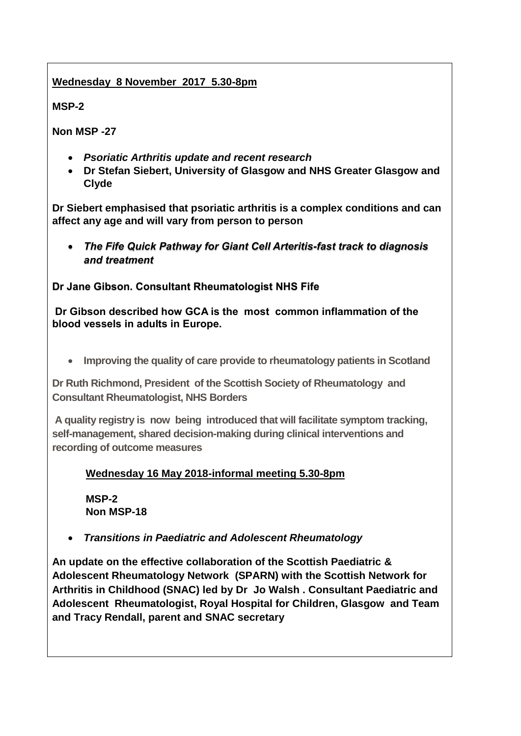**<u>Wednesday 8 November 2017 5.30-8pm</u>**

**MSP-2**

**Non MSP -27**

- ***Psoriatic Arthritis update and recent research***
- **Dr Stefan Siebert, University of Glasgow and NHS Greater Glasgow and Clyde**

**Dr Siebert emphasised that psoriatic arthritis is a complex conditions and can affect any age and will vary from person to person**

- ***The Fife Quick Pathway for Giant Cell Arteritis-fast track to diagnosis and treatment***

**Dr Jane Gibson. Consultant Rheumatologist NHS Fife**

**Dr Gibson described how GCA is the most common inflammation of the blood vessels in adults in Europe.**

- **Improving the quality of care provide to rheumatology patients in Scotland**

**Dr Ruth Richmond, President of the Scottish Society of Rheumatology and Consultant Rheumatologist, NHS Borders**

**A quality registry is now being introduced that will facilitate symptom tracking, self-management, shared decision-making during clinical interventions and recording of outcome measures**

**<u>Wednesday 16 May 2018-informal meeting 5.30-8pm</u>**

**MSP-2**
**Non MSP-18**

- ***Transitions in Paediatric and Adolescent Rheumatology***

**An update on the effective collaboration of the Scottish Paediatric & Adolescent Rheumatology Network (SPARN) with the Scottish Network for Arthritis in Childhood (SNAC) led by Dr Jo Walsh . Consultant Paediatric and Adolescent Rheumatologist, Royal Hospital for Children, Glasgow and Team and Tracy Rendall, parent and SNAC secretary**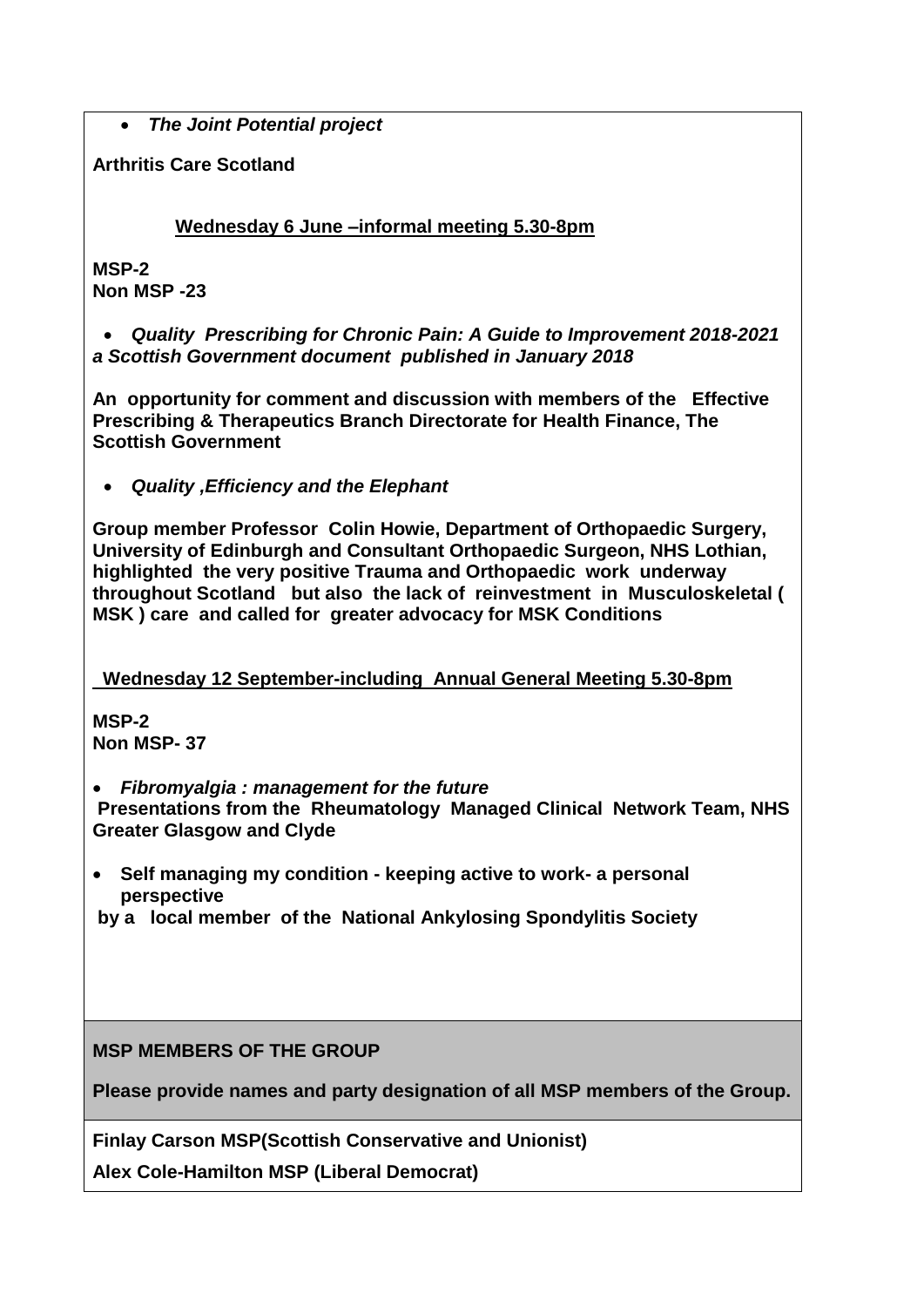- ***The Joint Potential project***

**Arthritis Care Scotland**

**Wednesday 6 June –informal meeting 5.30-8pm**

**MSP-2**
**Non MSP -23**

- ***Quality Prescribing for Chronic Pain: A Guide to Improvement 2018-2021 a Scottish Government document published in January 2018***

**An opportunity for comment and discussion with members of the Effective Prescribing & Therapeutics Branch Directorate for Health Finance, The Scottish Government**

- ***Quality ,Efficiency and the Elephant***

**Group member Professor Colin Howie, Department of Orthopaedic Surgery, University of Edinburgh and Consultant Orthopaedic Surgeon, NHS Lothian, highlighted the very positive Trauma and Orthopaedic work underway throughout Scotland but also the lack of reinvestment in Musculoskeletal ( MSK ) care and called for greater advocacy for MSK Conditions**

**Wednesday 12 September-including Annual General Meeting 5.30-8pm**

**MSP-2**
**Non MSP- 37**

- ***Fibromyalgia : management for the future***
**Presentations from the Rheumatology Managed Clinical Network Team, NHS Greater Glasgow and Clyde**

- **Self managing my condition - keeping active to work- a personal perspective**
**by a local member of the National Ankylosing Spondylitis Society**

**MSP MEMBERS OF THE GROUP**

**Please provide names and party designation of all MSP members of the Group.**

**Finlay Carson MSP(Scottish Conservative and Unionist)**

**Alex Cole-Hamilton MSP (Liberal Democrat)**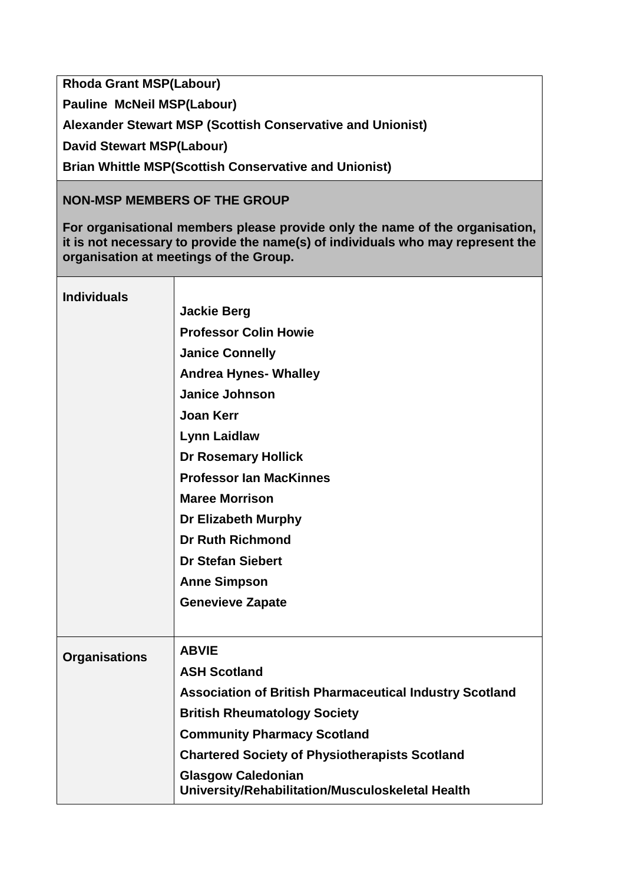| |
|---|
| **Rhoda Grant MSP(Labour)**<br>**Pauline  McNeil MSP(Labour)**<br>**Alexander Stewart MSP (Scottish Conservative and Unionist)**<br>**David Stewart MSP(Labour)**<br>**Brian Whittle MSP(Scottish Conservative and Unionist)** |

| **NON-MSP MEMBERS OF THE GROUP**<br><br>**For organisational members please provide only the name of the organisation, it is not necessary to provide the name(s) of individuals who may represent the organisation at meetings of the Group.** | |
|---|---|
| **Individuals** | **Jackie Berg**<br>**Professor Colin Howie**<br>**Janice Connelly**<br>**Andrea Hynes- Whalley**<br>**Janice Johnson**<br>**Joan Kerr**<br>**Lynn Laidlaw**<br>**Dr Rosemary Hollick**<br>**Professor Ian MacKinnes**<br>**Maree Morrison**<br>**Dr Elizabeth Murphy**<br>**Dr Ruth Richmond**<br>**Dr Stefan Siebert**<br>**Anne Simpson**<br>**Genevieve Zapate** |
| **Organisations** | **ABVIE**<br>**ASH Scotland**<br>**Association of British Pharmaceutical Industry Scotland**<br>**British Rheumatology Society**<br>**Community Pharmacy Scotland**<br>**Chartered Society of Physiotherapists Scotland**<br>**Glasgow Caledonian University/Rehabilitation/Musculoskeletal Health** |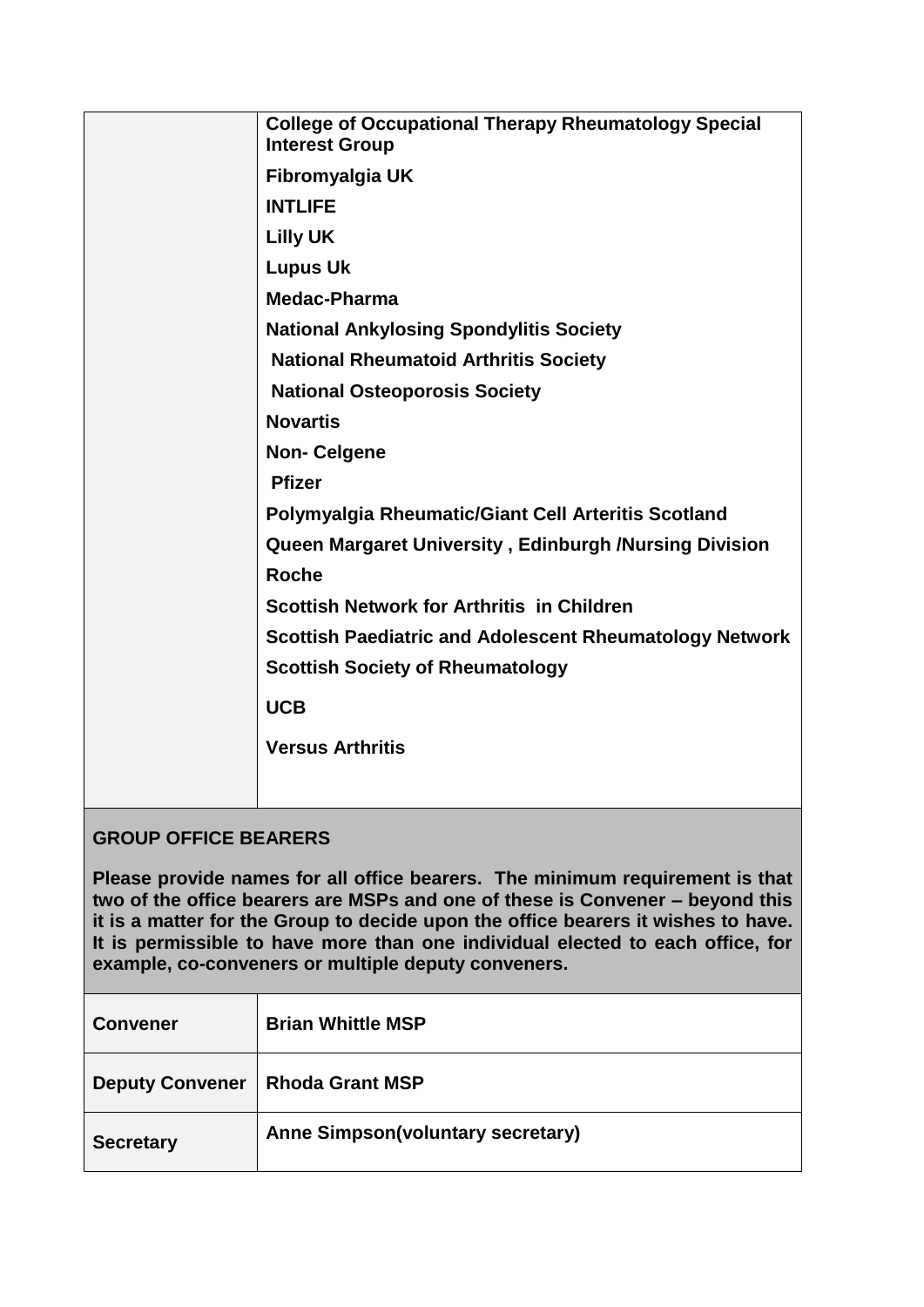| | |
|---|---|
| | **College of Occupational Therapy Rheumatology Special Interest Group**<br>**Fibromyalgia UK**<br>**INTLIFE**<br>**Lilly UK**<br>**Lupus Uk**<br>**Medac-Pharma**<br>**National Ankylosing Spondylitis Society**<br>**National Rheumatoid Arthritis Society**<br>**National Osteoporosis Society**<br>**Novartis**<br>**Non- Celgene**<br>**Pfizer**<br>**Polymyalgia Rheumatic/Giant Cell Arteritis Scotland**<br>**Queen Margaret University , Edinburgh /Nursing Division**<br>**Roche**<br>**Scottish Network for Arthritis in Children**<br>**Scottish Paediatric and Adolescent Rheumatology Network**<br>**Scottish Society of Rheumatology**<br>**UCB**<br>**Versus Arthritis** |

**GROUP OFFICE BEARERS**

**Please provide names for all office bearers. The minimum requirement is that two of the office bearers are MSPs and one of these is Convener – beyond this it is a matter for the Group to decide upon the office bearers it wishes to have. It is permissible to have more than one individual elected to each office, for example, co-conveners or multiple deputy conveners.**

| | |
|---|---|
| **Convener** | **Brian Whittle MSP** |
| **Deputy Convener** | **Rhoda Grant MSP** |
| **Secretary** | **Anne Simpson(voluntary secretary)** |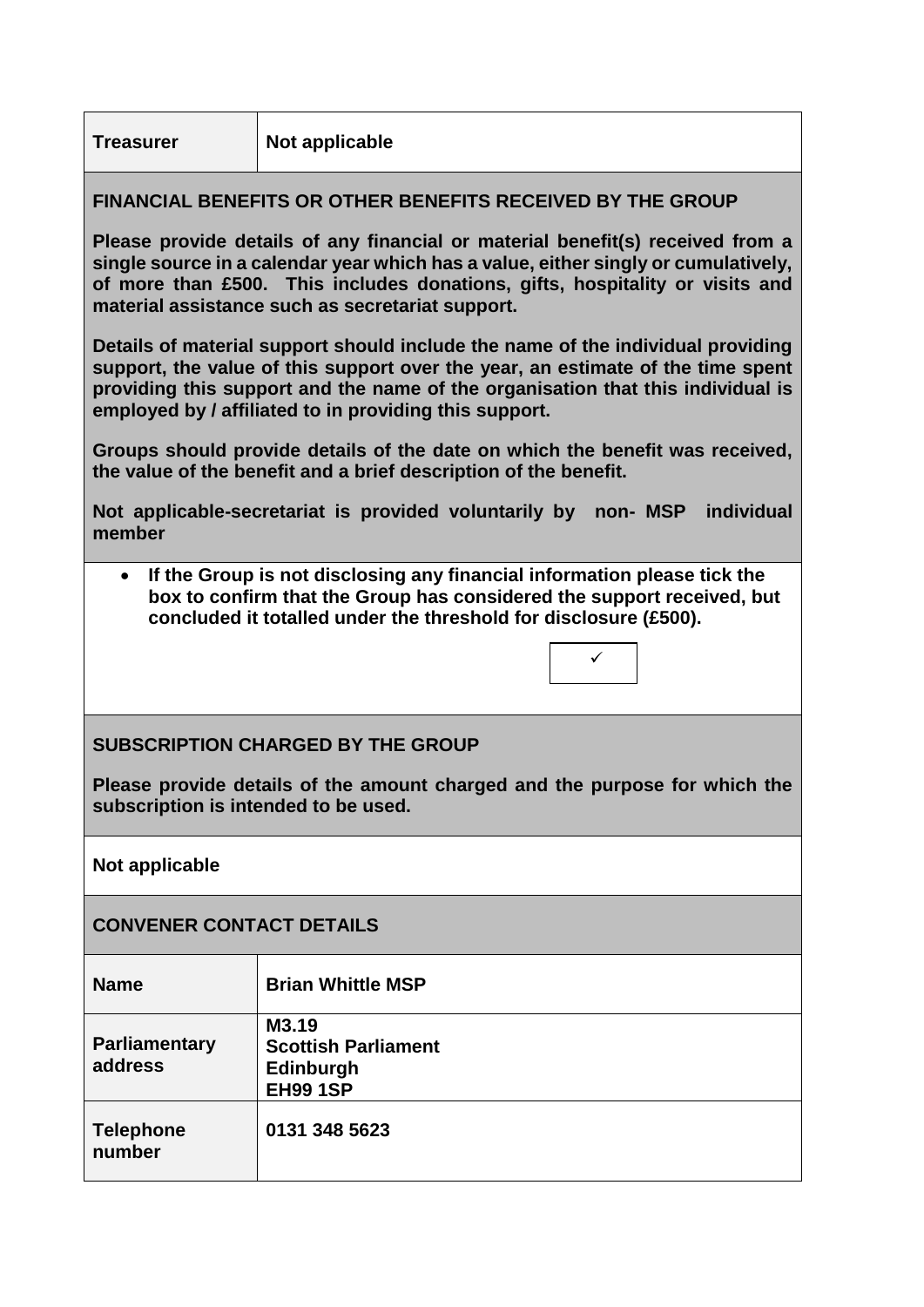| | |
|---|---|
| **Treasurer** | **Not applicable** |

**FINANCIAL BENEFITS OR OTHER BENEFITS RECEIVED BY THE GROUP**

**Please provide details of any financial or material benefit(s) received from a single source in a calendar year which has a value, either singly or cumulatively, of more than £500. This includes donations, gifts, hospitality or visits and material assistance such as secretariat support.**

**Details of material support should include the name of the individual providing support, the value of this support over the year, an estimate of the time spent providing this support and the name of the organisation that this individual is employed by / affiliated to in providing this support.**

**Groups should provide details of the date on which the benefit was received, the value of the benefit and a brief description of the benefit.**

**Not applicable-secretariat is provided voluntarily by non- MSP individual member**

- **If the Group is not disclosing any financial information please tick the box to confirm that the Group has considered the support received, but concluded it totalled under the threshold for disclosure (£500).**

✓

**SUBSCRIPTION CHARGED BY THE GROUP**

**Please provide details of the amount charged and the purpose for which the subscription is intended to be used.**

**Not applicable**

**CONVENER CONTACT DETAILS**

| | |
|---|---|
| **Name** | **Brian Whittle MSP** |
| **Parliamentary address** | **M3.19**<br>**Scottish Parliament**<br>**Edinburgh**<br>**EH99 1SP** |
| **Telephone number** | **0131 348 5623** |